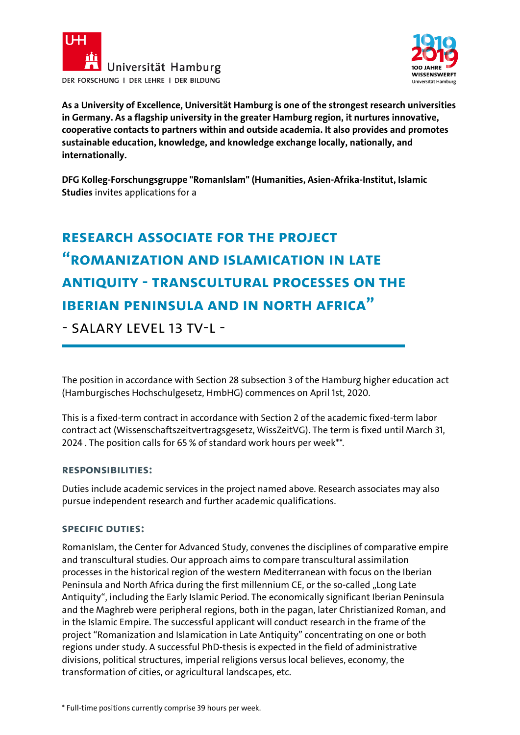Universität Hamburg
DER FORSCHUNG | DER LEHRE | DER BILDUNG

1919 2019
100 JAHRE
WISSENSWERFT
Universität Hamburg

**As a University of Excellence, Universität Hamburg is one of the strongest research universities in Germany. As a flagship university in the greater Hamburg region, it nurtures innovative, cooperative contacts to partners within and outside academia. It also provides and promotes sustainable education, knowledge, and knowledge exchange locally, nationally, and internationally.**

**DFG Kolleg-Forschungsgruppe "RomanIslam" (Humanities, Asien-Afrika-Institut, Islamic Studies** invites applications for a

# Research Associate for the project "Romanization and Islamication in Late Antiquity - Transcultural Processes on the Iberian Peninsula and in North Africa"

## - Salary level 13 TV-L -

The position in accordance with Section 28 subsection 3 of the Hamburg higher education act (Hamburgisches Hochschulgesetz, HmbHG) commences on April 1st, 2020.

This is a fixed-term contract in accordance with Section 2 of the academic fixed-term labor contract act (Wissenschaftszeitvertragsgesetz, WissZeitVG). The term is fixed until March 31, 2024 . The position calls for 65 % of standard work hours per week**.

### Responsibilities:

Duties include academic services in the project named above. Research associates may also pursue independent research and further academic qualifications.

### Specific Duties:

RomanIslam, the Center for Advanced Study, convenes the disciplines of comparative empire and transcultural studies. Our approach aims to compare transcultural assimilation processes in the historical region of the western Mediterranean with focus on the Iberian Peninsula and North Africa during the first millennium CE, or the so-called „Long Late Antiquity", including the Early Islamic Period. The economically significant Iberian Peninsula and the Maghreb were peripheral regions, both in the pagan, later Christianized Roman, and in the Islamic Empire. The successful applicant will conduct research in the frame of the project "Romanization and Islamication in Late Antiquity" concentrating on one or both regions under study. A successful PhD-thesis is expected in the field of administrative divisions, political structures, imperial religions versus local believes, economy, the transformation of cities, or agricultural landscapes, etc.

* Full-time positions currently comprise 39 hours per week.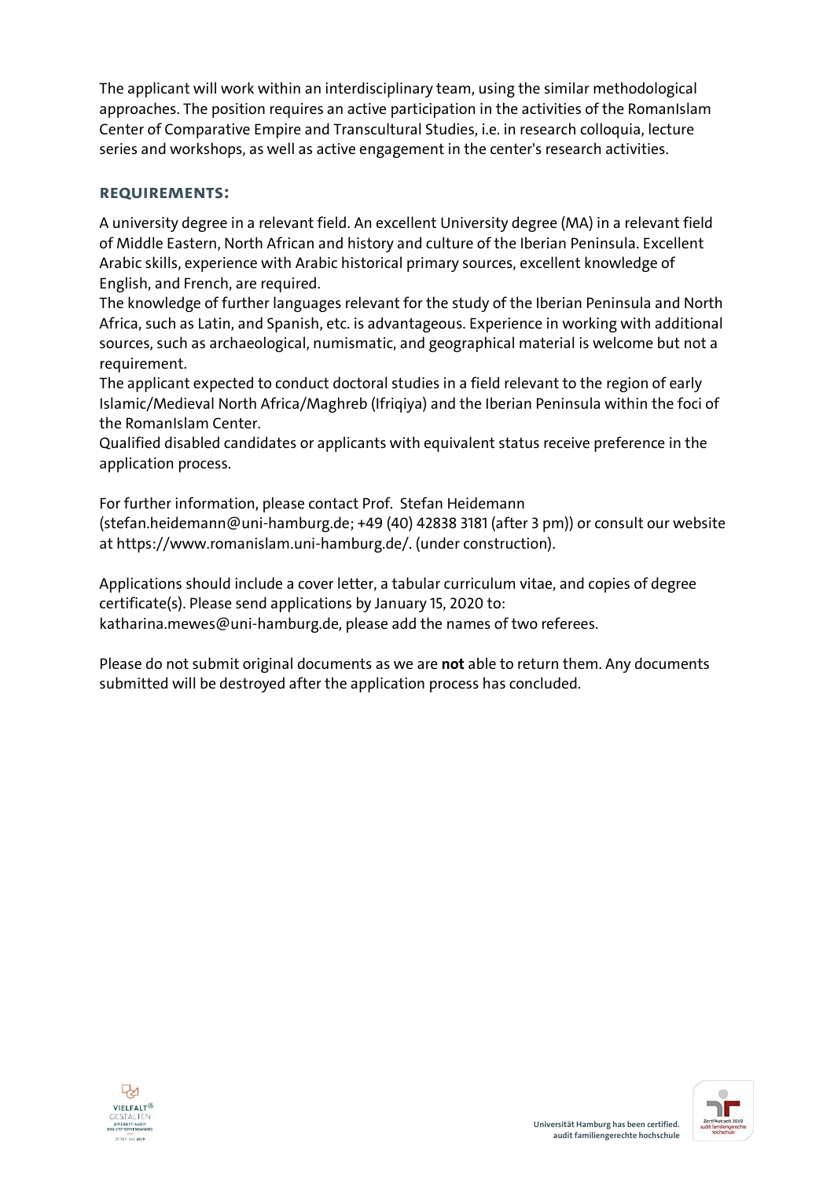The applicant will work within an interdisciplinary team, using the similar methodological approaches. The position requires an active participation in the activities of the RomanIslam Center of Comparative Empire and Transcultural Studies, i.e. in research colloquia, lecture series and workshops, as well as active engagement in the center's research activities.

## REQUIREMENTS:

A university degree in a relevant field. An excellent University degree (MA) in a relevant field of Middle Eastern, North African and history and culture of the Iberian Peninsula. Excellent Arabic skills, experience with Arabic historical primary sources, excellent knowledge of English, and French, are required.
The knowledge of further languages relevant for the study of the Iberian Peninsula and North Africa, such as Latin, and Spanish, etc. is advantageous. Experience in working with additional sources, such as archaeological, numismatic, and geographical material is welcome but not a requirement.
The applicant expected to conduct doctoral studies in a field relevant to the region of early Islamic/Medieval North Africa/Maghreb (Ifriqiya) and the Iberian Peninsula within the foci of the RomanIslam Center.
Qualified disabled candidates or applicants with equivalent status receive preference in the application process.

For further information, please contact Prof. Stefan Heidemann (stefan.heidemann@uni-hamburg.de; +49 (40) 42838 3181 (after 3 pm)) or consult our website at https://www.romanislam.uni-hamburg.de/. (under construction).

Applications should include a cover letter, a tabular curriculum vitae, and copies of degree certificate(s). Please send applications by January 15, 2020 to: katharina.mewes@uni-hamburg.de, please add the names of two referees.

Please do not submit original documents as we are **not** able to return them. Any documents submitted will be destroyed after the application process has concluded.

Universität Hamburg has been certified. audit familiengerechte hochschule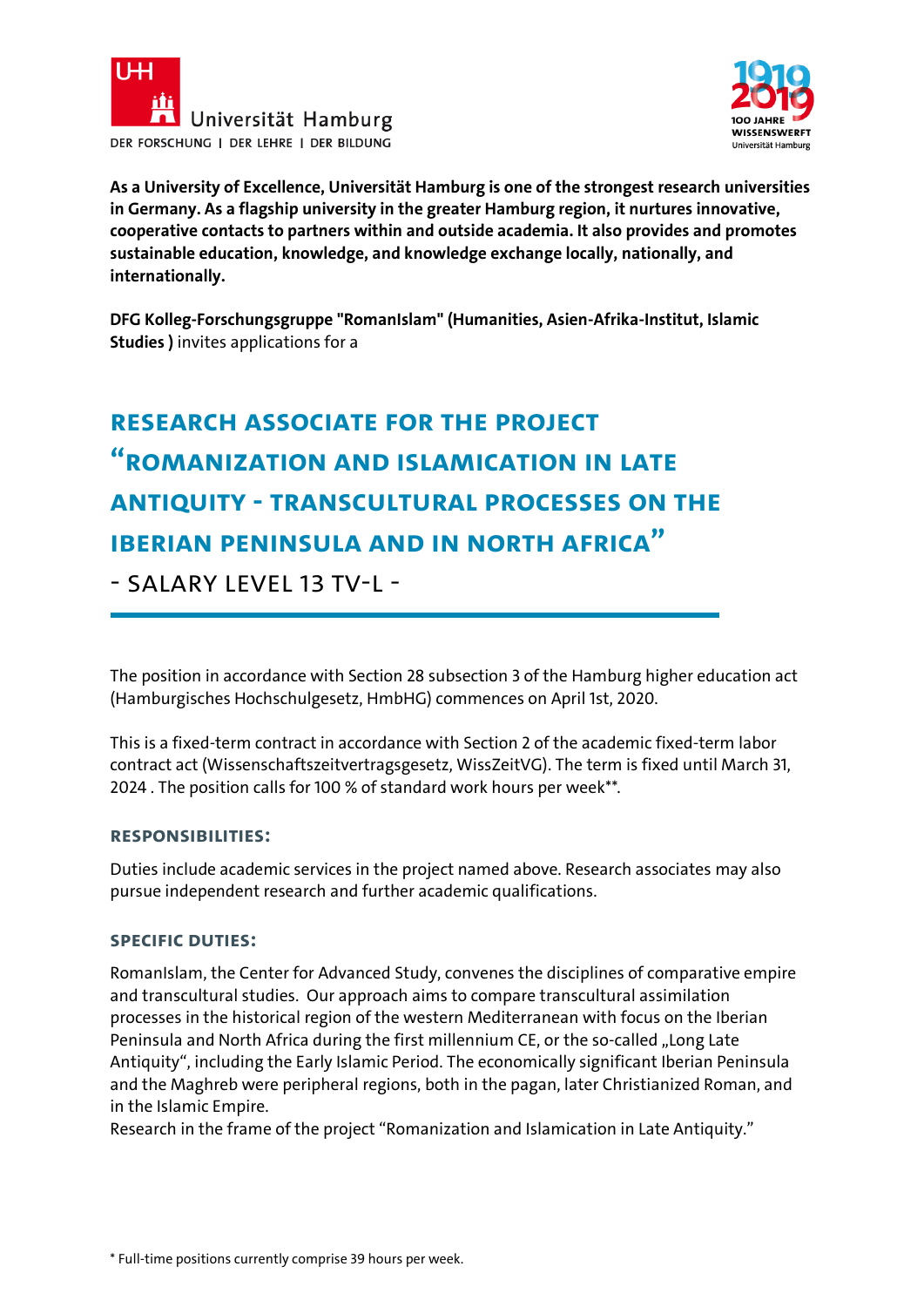Universität Hamburg

DER FORSCHUNG | DER LEHRE | DER BILDUNG

**As a University of Excellence, Universität Hamburg is one of the strongest research universities in Germany. As a flagship university in the greater Hamburg region, it nurtures innovative, cooperative contacts to partners within and outside academia. It also provides and promotes sustainable education, knowledge, and knowledge exchange locally, nationally, and internationally.**

**DFG Kolleg-Forschungsgruppe "RomanIslam" (Humanities, Asien-Afrika-Institut, Islamic Studies )** invites applications for a

# Research Associate for the Project "Romanization and Islamication in Late Antiquity - Transcultural Processes on the Iberian Peninsula and in North Africa"

## - Salary Level 13 TV-L -

The position in accordance with Section 28 subsection 3 of the Hamburg higher education act (Hamburgisches Hochschulgesetz, HmbHG) commences on April 1st, 2020.

This is a fixed-term contract in accordance with Section 2 of the academic fixed-term labor contract act (Wissenschaftszeitvertragsgesetz, WissZeitVG). The term is fixed until March 31, 2024 . The position calls for 100 % of standard work hours per week**.

### Responsibilities:

Duties include academic services in the project named above. Research associates may also pursue independent research and further academic qualifications.

### Specific Duties:

RomanIslam, the Center for Advanced Study, convenes the disciplines of comparative empire and transcultural studies. Our approach aims to compare transcultural assimilation processes in the historical region of the western Mediterranean with focus on the Iberian Peninsula and North Africa during the first millennium CE, or the so-called „Long Late Antiquity", including the Early Islamic Period. The economically significant Iberian Peninsula and the Maghreb were peripheral regions, both in the pagan, later Christianized Roman, and in the Islamic Empire.

Research in the frame of the project "Romanization and Islamication in Late Antiquity."

* Full-time positions currently comprise 39 hours per week.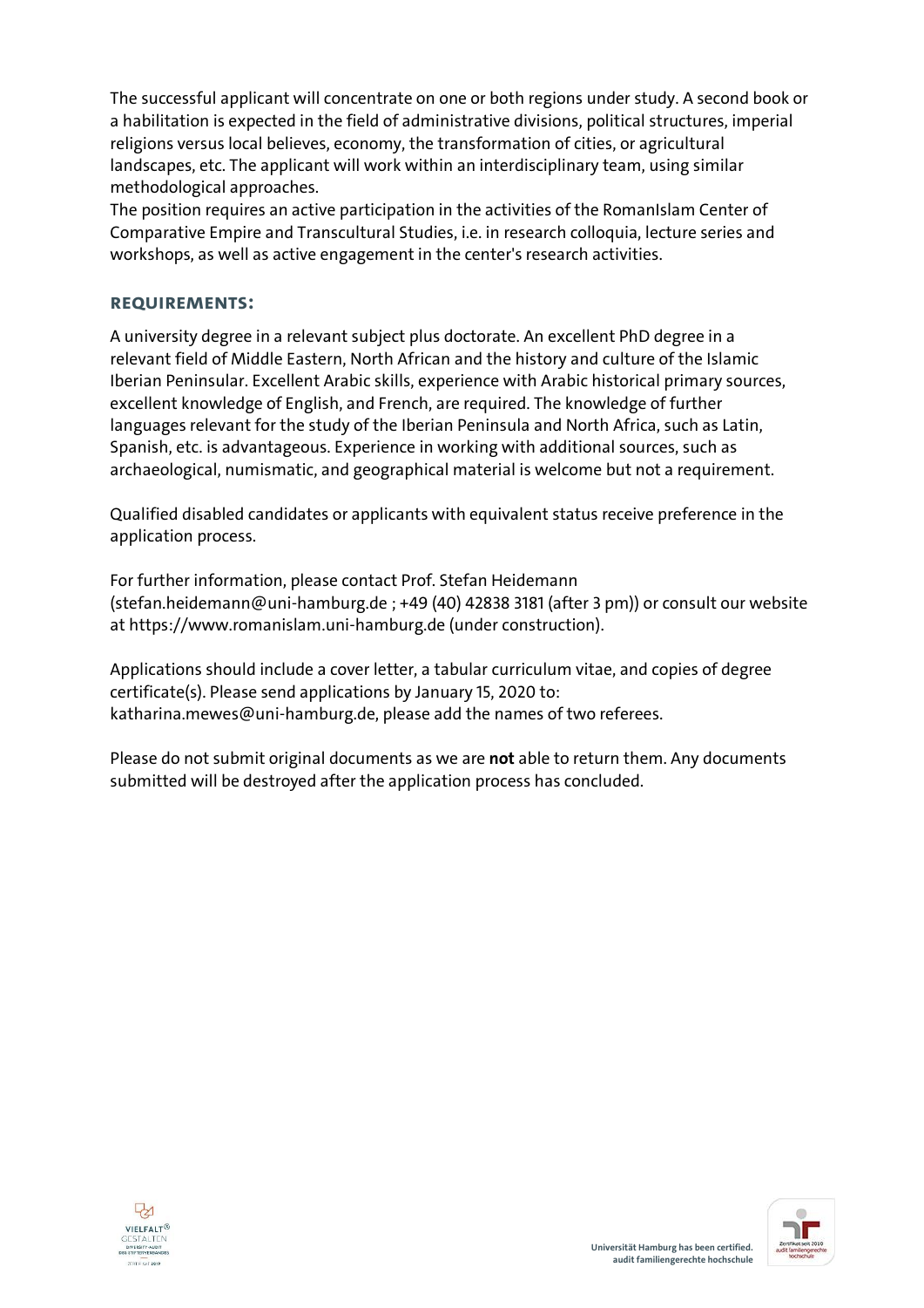The successful applicant will concentrate on one or both regions under study. A second book or a habilitation is expected in the field of administrative divisions, political structures, imperial religions versus local believes, economy, the transformation of cities, or agricultural landscapes, etc. The applicant will work within an interdisciplinary team, using similar methodological approaches.
The position requires an active participation in the activities of the RomanIslam Center of Comparative Empire and Transcultural Studies, i.e. in research colloquia, lecture series and workshops, as well as active engagement in the center's research activities.

## Requirements:

A university degree in a relevant subject plus doctorate. An excellent PhD degree in a relevant field of Middle Eastern, North African and the history and culture of the Islamic Iberian Peninsular. Excellent Arabic skills, experience with Arabic historical primary sources, excellent knowledge of English, and French, are required. The knowledge of further languages relevant for the study of the Iberian Peninsula and North Africa, such as Latin, Spanish, etc. is advantageous. Experience in working with additional sources, such as archaeological, numismatic, and geographical material is welcome but not a requirement.

Qualified disabled candidates or applicants with equivalent status receive preference in the application process.

For further information, please contact Prof. Stefan Heidemann (stefan.heidemann@uni-hamburg.de ; +49 (40) 42838 3181 (after 3 pm)) or consult our website at https://www.romanislam.uni-hamburg.de (under construction).

Applications should include a cover letter, a tabular curriculum vitae, and copies of degree certificate(s). Please send applications by January 15, 2020 to: katharina.mewes@uni-hamburg.de, please add the names of two referees.

Please do not submit original documents as we are **not** able to return them. Any documents submitted will be destroyed after the application process has concluded.

Universität Hamburg has been certified. audit familiengerechte hochschule